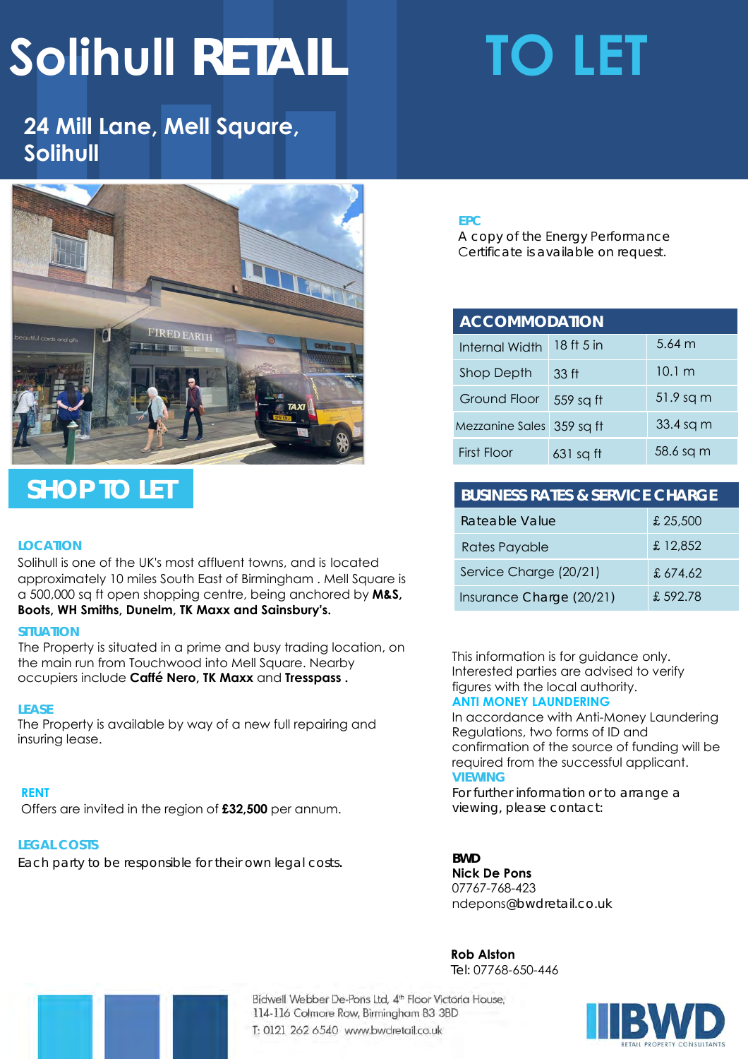# Solihull RETAIL TO LET

## 24 Mill Lane, Mell Square, Solihull

## SHOP TO LET

### LOCATION

Solihull is one of the UK's most affluent towns, and is located approximately 10 miles South East of Birmingham . Mell Square is a 500,000 sq ft open shopping centre, being anchored by **M&S, Boots, WH Smiths, Dunelm, TK Maxx and Sainsbury's.**

### SITUATION

The Property is situated in a prime and busy trading location, on the main run from Touchwood into Mell Square. Nearby occupiers include **Caffé Nero, TK Maxx** and **Tresspass .**

### LEASE

The Property is available by way of a new full repairing and insuring lease.

### RENT

Offers are invited in the region of **£32,500** per annum.

### LEGAL COSTS

Each party to be responsible for their own legal costs.

### EPC

A copy of the Energy Performance Certificate is available on request.

| ACCOMMODATION | | |
|---|---|---|
| Internal Width | 18 ft 5 in | 5.64 m |
| Shop Depth | 33 ft | 10.1 m |
| Ground Floor | 559 sq ft | 51.9 sq m |
| Mezzanine Sales | 359 sq ft | 33.4 sq m |
| First Floor | 631 sq ft | 58.6 sq m |

| BUSINESS RATES & SERVICE CHARGE | |
|---|---|
| Rateable Value | £ 25,500 |
| Rates Payable | £ 12,852 |
| Service Charge (20/21) | £ 674.62 |
| Insurance Charge (20/21) | £ 592.78 |

This information is for guidance only. Interested parties are advised to verify figures with the local authority.

### ANTI MONEY LAUNDERING

In accordance with Anti-Money Laundering Regulations, two forms of ID and confirmation of the source of funding will be required from the successful applicant.

### VIEWING

For further information or to arrange a viewing, please contact:

**BWD**
**Nick De Pons**
07767-768-423
ndepons@bwdretail.co.uk

**Rob Alston**
Tel: 07768-650-446

Bidwell Webber De-Pons Ltd, 4th Floor Victoria House, 114-116 Colmore Row, Birmingham B3 3BD
T: 0121 262 6540 www.bwdretail.co.uk

BWD RETAIL PROPERTY CONSULTANTS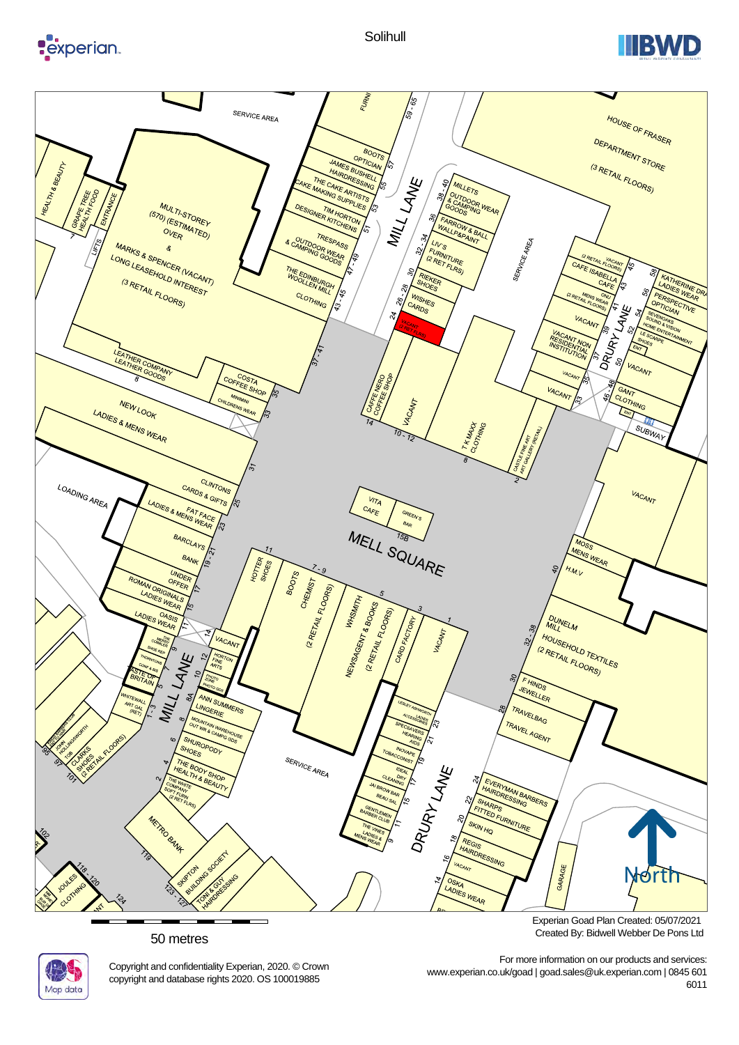Solihull

50 metres

Experian Goad Plan Created: 05/07/2021
Created By: Bidwell Webber De Pons Ltd

Copyright and confidentiality Experian, 2020. © Crown copyright and database rights 2020. OS 100019885

For more information on our products and services:
www.experian.co.uk/goad | goad.sales@uk.experian.com | 0845 601 6011